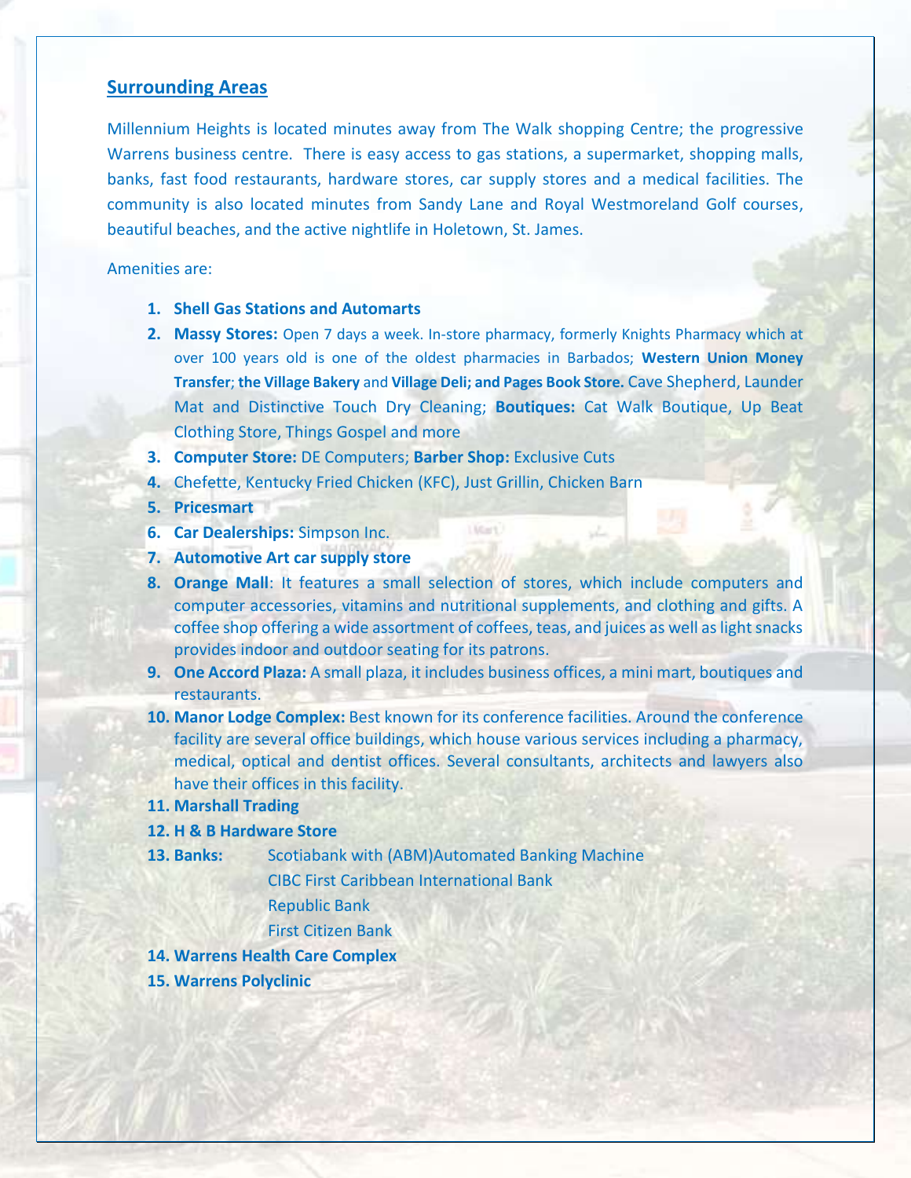## Surrounding Areas

Millennium Heights is located minutes away from The Walk shopping Centre; the progressive Warrens business centre. There is easy access to gas stations, a supermarket, shopping malls, banks, fast food restaurants, hardware stores, car supply stores and a medical facilities. The community is also located minutes from Sandy Lane and Royal Westmoreland Golf courses, beautiful beaches, and the active nightlife in Holetown, St. James.

Amenities are:

1. **Shell Gas Stations and Automarts**
2. **Massy Stores:** Open 7 days a week. In-store pharmacy, formerly Knights Pharmacy which at over 100 years old is one of the oldest pharmacies in Barbados; **Western Union Money Transfer**; **the Village Bakery** and **Village Deli; and Pages Book Store.** Cave Shepherd, Launder Mat and Distinctive Touch Dry Cleaning; **Boutiques:** Cat Walk Boutique, Up Beat Clothing Store, Things Gospel and more
3. **Computer Store:** DE Computers; **Barber Shop:** Exclusive Cuts
4. Chefette, Kentucky Fried Chicken (KFC), Just Grillin, Chicken Barn
5. **Pricesmart**
6. **Car Dealerships:** Simpson Inc.
7. **Automotive Art car supply store**
8. **Orange Mall**: It features a small selection of stores, which include computers and computer accessories, vitamins and nutritional supplements, and clothing and gifts. A coffee shop offering a wide assortment of coffees, teas, and juices as well as light snacks provides indoor and outdoor seating for its patrons.
9. **One Accord Plaza:** A small plaza, it includes business offices, a mini mart, boutiques and restaurants.
10. **Manor Lodge Complex:** Best known for its conference facilities. Around the conference facility are several office buildings, which house various services including a pharmacy, medical, optical and dentist offices. Several consultants, architects and lawyers also have their offices in this facility.
11. **Marshall Trading**
12. **H & B Hardware Store**
13. **Banks:** Scotiabank with (ABM)Automated Banking Machine  
    CIBC First Caribbean International Bank  
    Republic Bank  
    First Citizen Bank
14. **Warrens Health Care Complex**
15. **Warrens Polyclinic**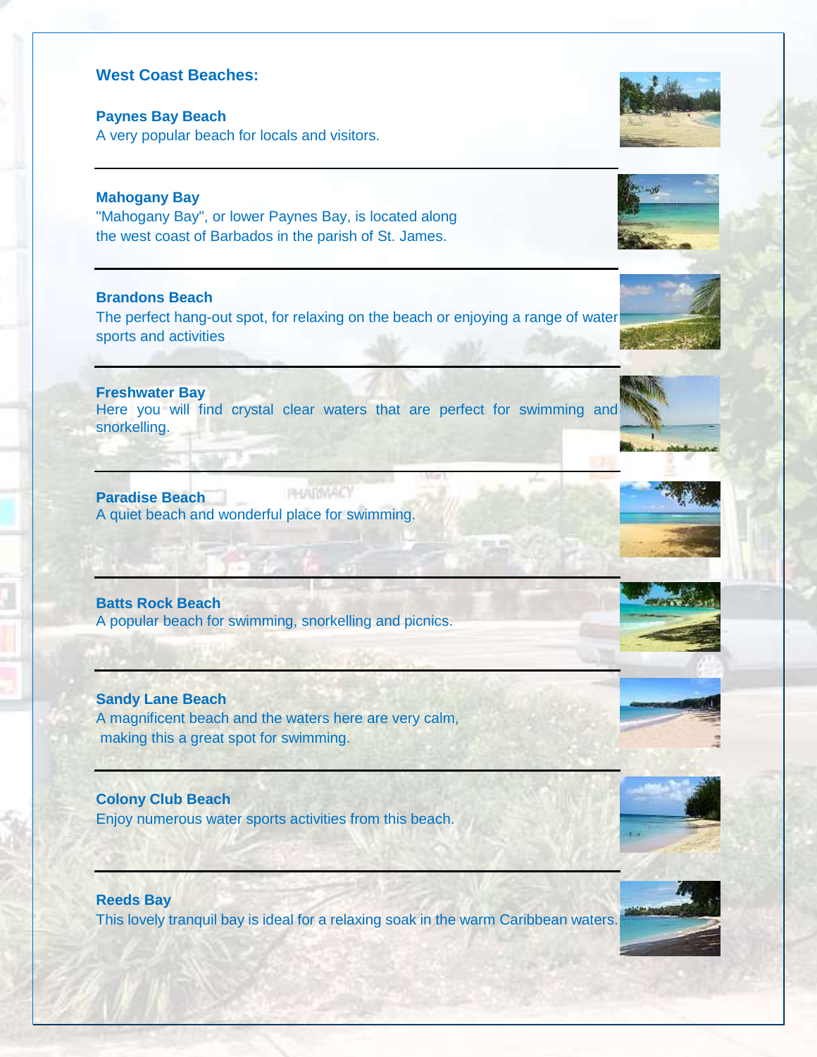## West Coast Beaches:

**Paynes Bay Beach**
A very popular beach for locals and visitors.

---

**Mahogany Bay**
"Mahogany Bay", or lower Paynes Bay, is located along the west coast of Barbados in the parish of St. James.

---

**Brandons Beach**
The perfect hang-out spot, for relaxing on the beach or enjoying a range of water sports and activities

---

**Freshwater Bay**
Here you will find crystal clear waters that are perfect for swimming and snorkelling.

---

**Paradise Beach**
A quiet beach and wonderful place for swimming.

---

**Batts Rock Beach**
A popular beach for swimming, snorkelling and picnics.

---

**Sandy Lane Beach**
A magnificent beach and the waters here are very calm, making this a great spot for swimming.

---

**Colony Club Beach**
Enjoy numerous water sports activities from this beach.

---

**Reeds Bay**
This lovely tranquil bay is ideal for a relaxing soak in the warm Caribbean waters.